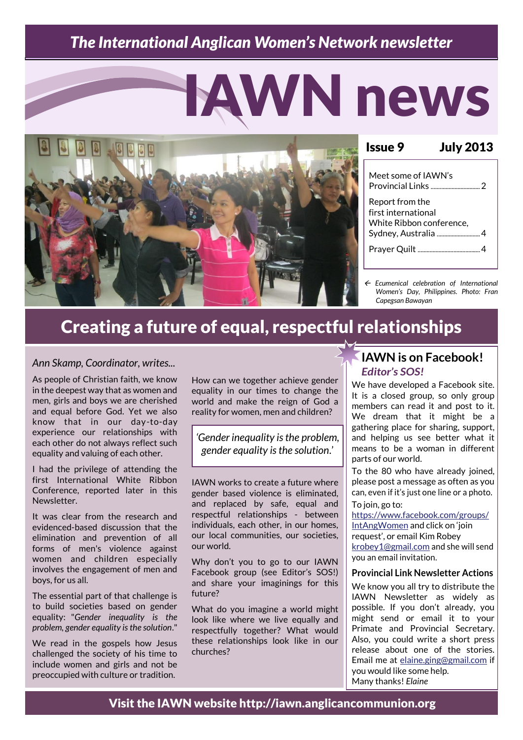*The International Anglican Women's Network newsletter*

# IAWN news

**Issue 9** **July 2013**

Meet some of IAWN's Provincial Links ............ 2

Report from the first international White Ribbon conference, Sydney, Australia ............ 4

Prayer Quilt ............ 4

← *Ecumenical celebration of International Women's Day, Philippines. Photo: Fran Capegsan Bawayan*

## Creating a future of equal, respectful relationships

*Ann Skamp, Coordinator, writes...*

As people of Christian faith, we know in the deepest way that as women and men, girls and boys we are cherished and equal before God. Yet we also know that in our day-to-day experience our relationships with each other do not always reflect such equality and valuing of each other.

I had the privilege of attending the first International White Ribbon Conference, reported later in this Newsletter.

It was clear from the research and evidenced-based discussion that the elimination and prevention of all forms of men's violence against women and children especially involves the engagement of men and boys, for us all.

The essential part of that challenge is to build societies based on gender equality: "*Gender inequality is the problem, gender equality is the solution*."

We read in the gospels how Jesus challenged the society of his time to include women and girls and not be preoccupied with culture or tradition.

How can we together achieve gender equality in our times to change the world and make the reign of God a reality for women, men and children?

> *'Gender inequality is the problem, gender equality is the solution.'*

IAWN works to create a future where gender based violence is eliminated, and replaced by safe, equal and respectful relationships - between individuals, each other, in our homes, our local communities, our societies, our world.

Why don't you to go to our IAWN Facebook group (see Editor's SOS!) and share your imaginings for this future?

What do you imagine a world might look like where we live equally and respectfully together? What would these relationships look like in our churches?

### IAWN is on Facebook!

***Editor's SOS!***

We have developed a Facebook site. It is a closed group, so only group members can read it and post to it. We dream that it might be a gathering place for sharing, support, and helping us see better what it means to be a woman in different parts of our world.

To the 80 who have already joined, please post a message as often as you can, even if it's just one line or a photo.

To join, go to: https://www.facebook.com/groups/IntAngWomen and click on 'join request', or email Kim Robey krobey1@gmail.com and she will send you an email invitation.

**Provincial Link Newsletter Actions**

We know you all try to distribute the IAWN Newsletter as widely as possible. If you don't already, you might send or email it to your Primate and Provincial Secretary. Also, you could write a short press release about one of the stories. Email me at elaine.ging@gmail.com if you would like some help.
Many thanks! *Elaine*

**Visit the IAWN website http://iawn.anglicancommunion.org**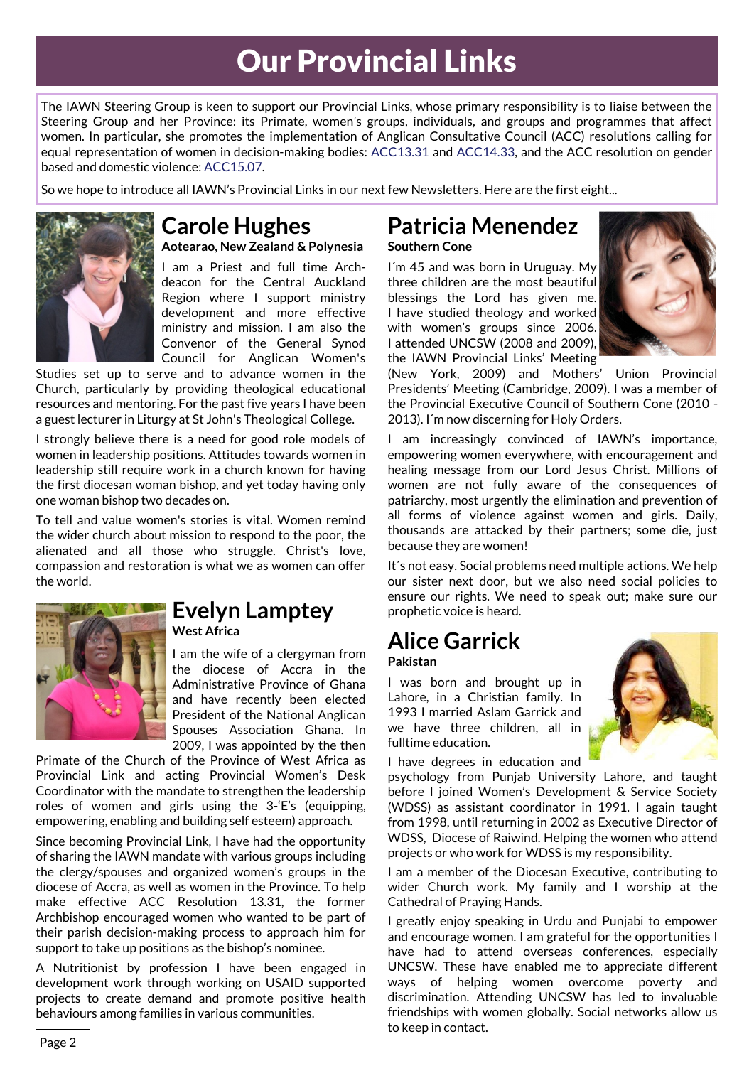# Our Provincial Links

The IAWN Steering Group is keen to support our Provincial Links, whose primary responsibility is to liaise between the Steering Group and her Province: its Primate, women's groups, individuals, and groups and programmes that affect women. In particular, she promotes the implementation of Anglican Consultative Council (ACC) resolutions calling for equal representation of women in decision-making bodies: ACC13.31 and ACC14.33, and the ACC resolution on gender based and domestic violence: ACC15.07.

So we hope to introduce all IAWN's Provincial Links in our next few Newsletters. Here are the first eight...

## Carole Hughes

**Aotearao, New Zealand & Polynesia**

I am a Priest and full time Archdeacon for the Central Auckland Region where I support ministry development and more effective ministry and mission. I am also the Convenor of the General Synod Council for Anglican Women's Studies set up to serve and to advance women in the Church, particularly by providing theological educational resources and mentoring. For the past five years I have been a guest lecturer in Liturgy at St John's Theological College.

I strongly believe there is a need for good role models of women in leadership positions. Attitudes towards women in leadership still require work in a church known for having the first diocesan woman bishop, and yet today having only one woman bishop two decades on.

To tell and value women's stories is vital. Women remind the wider church about mission to respond to the poor, the alienated and all those who struggle. Christ's love, compassion and restoration is what we as women can offer the world.

## Evelyn Lamptey

**West Africa**

I am the wife of a clergyman from the diocese of Accra in the Administrative Province of Ghana and have recently been elected President of the National Anglican Spouses Association Ghana. In 2009, I was appointed by the then Primate of the Church of the Province of West Africa as Provincial Link and acting Provincial Women's Desk Coordinator with the mandate to strengthen the leadership roles of women and girls using the 3-'E's (equipping, empowering, enabling and building self esteem) approach.

Since becoming Provincial Link, I have had the opportunity of sharing the IAWN mandate with various groups including the clergy/spouses and organized women's groups in the diocese of Accra, as well as women in the Province. To help make effective ACC Resolution 13.31, the former Archbishop encouraged women who wanted to be part of their parish decision-making process to approach him for support to take up positions as the bishop's nominee.

A Nutritionist by profession I have been engaged in development work through working on USAID supported projects to create demand and promote positive health behaviours among families in various communities.

## Patricia Menendez

**Southern Cone**

I´m 45 and was born in Uruguay. My three children are the most beautiful blessings the Lord has given me. I have studied theology and worked with women's groups since 2006. I attended UNCSW (2008 and 2009), the IAWN Provincial Links' Meeting (New York, 2009) and Mothers' Union Provincial Presidents' Meeting (Cambridge, 2009). I was a member of the Provincial Executive Council of Southern Cone (2010 - 2013). I´m now discerning for Holy Orders.

I am increasingly convinced of IAWN's importance, empowering women everywhere, with encouragement and healing message from our Lord Jesus Christ. Millions of women are not fully aware of the consequences of patriarchy, most urgently the elimination and prevention of all forms of violence against women and girls. Daily, thousands are attacked by their partners; some die, just because they are women!

It´s not easy. Social problems need multiple actions. We help our sister next door, but we also need social policies to ensure our rights. We need to speak out; make sure our prophetic voice is heard.

## Alice Garrick

**Pakistan**

I was born and brought up in Lahore, in a Christian family. In 1993 I married Aslam Garrick and we have three children, all in fulltime education.

I have degrees in education and psychology from Punjab University Lahore, and taught before I joined Women's Development & Service Society (WDSS) as assistant coordinator in 1991. I again taught from 1998, until returning in 2002 as Executive Director of WDSS, Diocese of Raiwind. Helping the women who attend projects or who work for WDSS is my responsibility.

I am a member of the Diocesan Executive, contributing to wider Church work. My family and I worship at the Cathedral of Praying Hands.

I greatly enjoy speaking in Urdu and Punjabi to empower and encourage women. I am grateful for the opportunities I have had to attend overseas conferences, especially UNCSW. These have enabled me to appreciate different ways of helping women overcome poverty and discrimination. Attending UNCSW has led to invaluable friendships with women globally. Social networks allow us to keep in contact.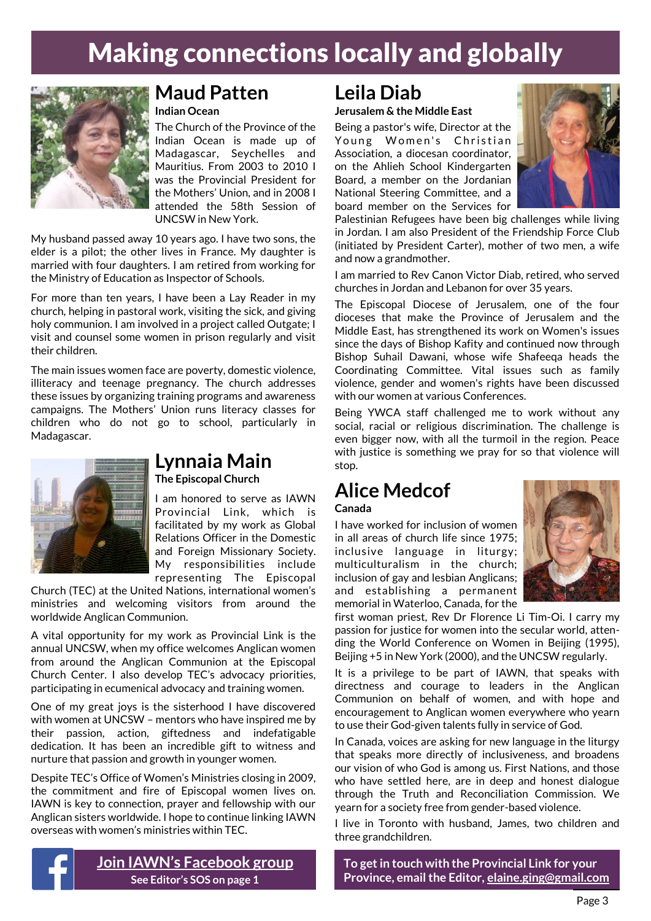# Making connections locally and globally

## Maud Patten

**Indian Ocean**

The Church of the Province of the Indian Ocean is made up of Madagascar, Seychelles and Mauritius. From 2003 to 2010 I was the Provincial President for the Mothers' Union, and in 2008 I attended the 58th Session of UNCSW in New York.

My husband passed away 10 years ago. I have two sons, the elder is a pilot; the other lives in France. My daughter is married with four daughters. I am retired from working for the Ministry of Education as Inspector of Schools.

For more than ten years, I have been a Lay Reader in my church, helping in pastoral work, visiting the sick, and giving holy communion. I am involved in a project called Outgate; I visit and counsel some women in prison regularly and visit their children.

The main issues women face are poverty, domestic violence, illiteracy and teenage pregnancy. The church addresses these issues by organizing training programs and awareness campaigns. The Mothers' Union runs literacy classes for children who do not go to school, particularly in Madagascar.

## Lynnaia Main

**The Episcopal Church**

I am honored to serve as IAWN Provincial Link, which is facilitated by my work as Global Relations Officer in the Domestic and Foreign Missionary Society. My responsibilities include representing The Episcopal Church (TEC) at the United Nations, international women's ministries and welcoming visitors from around the worldwide Anglican Communion.

A vital opportunity for my work as Provincial Link is the annual UNCSW, when my office welcomes Anglican women from around the Anglican Communion at the Episcopal Church Center. I also develop TEC's advocacy priorities, participating in ecumenical advocacy and training women.

One of my great joys is the sisterhood I have discovered with women at UNCSW – mentors who have inspired me by their passion, action, giftedness and indefatigable dedication. It has been an incredible gift to witness and nurture that passion and growth in younger women.

Despite TEC's Office of Women's Ministries closing in 2009, the commitment and fire of Episcopal women lives on. IAWN is key to connection, prayer and fellowship with our Anglican sisters worldwide. I hope to continue linking IAWN overseas with women's ministries within TEC.

## Leila Diab

**Jerusalem & the Middle East**

Being a pastor's wife, Director at the Young Women's Christian Association, a diocesan coordinator, on the Ahlieh School Kindergarten Board, a member on the Jordanian National Steering Committee, and a board member on the Services for Palestinian Refugees have been big challenges while living in Jordan. I am also President of the Friendship Force Club (initiated by President Carter), mother of two men, a wife and now a grandmother.

I am married to Rev Canon Victor Diab, retired, who served churches in Jordan and Lebanon for over 35 years.

The Episcopal Diocese of Jerusalem, one of the four dioceses that make the Province of Jerusalem and the Middle East, has strengthened its work on Women's issues since the days of Bishop Kafity and continued now through Bishop Suhail Dawani, whose wife Shafeeqa heads the Coordinating Committee. Vital issues such as family violence, gender and women's rights have been discussed with our women at various Conferences.

Being YWCA staff challenged me to work without any social, racial or religious discrimination. The challenge is even bigger now, with all the turmoil in the region. Peace with justice is something we pray for so that violence will stop.

## Alice Medcof

**Canada**

I have worked for inclusion of women in all areas of church life since 1975; inclusive language in liturgy; multiculturalism in the church; inclusion of gay and lesbian Anglicans; and establishing a permanent memorial in Waterloo, Canada, for the first woman priest, Rev Dr Florence Li Tim-Oi. I carry my passion for justice for women into the secular world, attending the World Conference on Women in Beijing (1995), Beijing +5 in New York (2000), and the UNCSW regularly.

It is a privilege to be part of IAWN, that speaks with directness and courage to leaders in the Anglican Communion on behalf of women, and with hope and encouragement to Anglican women everywhere who yearn to use their God-given talents fully in service of God.

In Canada, voices are asking for new language in the liturgy that speaks more directly of inclusiveness, and broadens our vision of who God is among us. First Nations, and those who have settled here, are in deep and honest dialogue through the Truth and Reconciliation Commission. We yearn for a society free from gender-based violence.

I live in Toronto with husband, James, two children and three grandchildren.

**Join IAWN's Facebook group**
**See Editor's SOS on page 1**

**To get in touch with the Provincial Link for your Province, email the Editor, elaine.ging@gmail.com**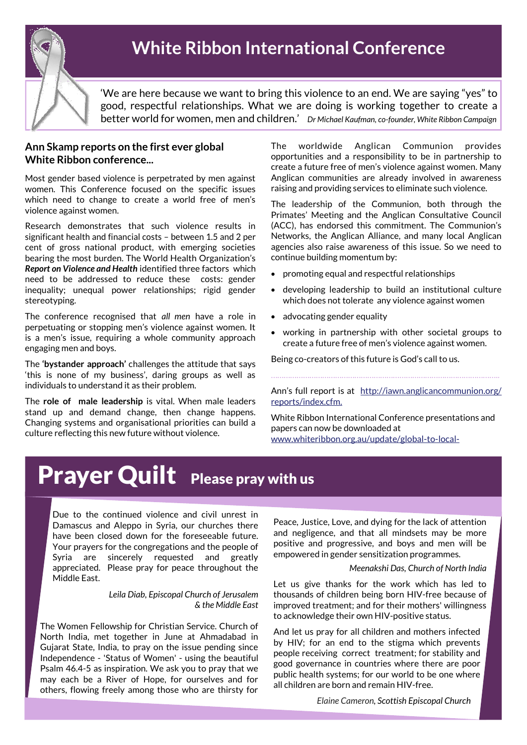# White Ribbon International Conference

'We are here because we want to bring this violence to an end. We are saying "yes" to good, respectful relationships. What we are doing is working together to create a better world for women, men and children.' *Dr Michael Kaufman, co-founder, White Ribbon Campaign*

### Ann Skamp reports on the first ever global White Ribbon conference...

Most gender based violence is perpetrated by men against women. This Conference focused on the specific issues which need to change to create a world free of men's violence against women.

Research demonstrates that such violence results in significant health and financial costs – between 1.5 and 2 per cent of gross national product, with emerging societies bearing the most burden. The World Health Organization's ***Report on Violence and Health*** identified three factors which need to be addressed to reduce these costs: gender inequality; unequal power relationships; rigid gender stereotyping.

The conference recognised that *all men* have a role in perpetuating or stopping men's violence against women. It is a men's issue, requiring a whole community approach engaging men and boys.

The **'bystander approach'** challenges the attitude that says 'this is none of my business', daring groups as well as individuals to understand it as their problem.

The **role of male leadership** is vital. When male leaders stand up and demand change, then change happens. Changing systems and organisational priorities can build a culture reflecting this new future without violence.

The worldwide Anglican Communion provides opportunities and a responsibility to be in partnership to create a future free of men's violence against women. Many Anglican communities are already involved in awareness raising and providing services to eliminate such violence.

The leadership of the Communion, both through the Primates' Meeting and the Anglican Consultative Council (ACC), has endorsed this commitment. The Communion's Networks, the Anglican Alliance, and many local Anglican agencies also raise awareness of this issue. So we need to continue building momentum by:

- promoting equal and respectful relationships
- developing leadership to build an institutional culture which does not tolerate any violence against women
- advocating gender equality
- working in partnership with other societal groups to create a future free of men's violence against women.

Being co-creators of this future is God's call to us.

---

Ann's full report is at http://iawn.anglicancommunion.org/reports/index.cfm.

White Ribbon International Conference presentations and papers can now be downloaded at www.whiteribbon.org.au/update/global-to-local-

# Prayer Quilt Please pray with us

Due to the continued violence and civil unrest in Damascus and Aleppo in Syria, our churches there have been closed down for the foreseeable future. Your prayers for the congregations and the people of Syria are sincerely requested and greatly appreciated. Please pray for peace throughout the Middle East.

*Leila Diab, Episcopal Church of Jerusalem & the Middle East*

The Women Fellowship for Christian Service. Church of North India, met together in June at Ahmadabad in Gujarat State, India, to pray on the issue pending since Independence - 'Status of Women' - using the beautiful Psalm 46.4-5 as inspiration. We ask you to pray that we may each be a River of Hope, for ourselves and for others, flowing freely among those who are thirsty for Peace, Justice, Love, and dying for the lack of attention and negligence, and that all mindsets may be more positive and progressive, and boys and men will be empowered in gender sensitization programmes.

*Meenakshi Das, Church of North India*

Let us give thanks for the work which has led to thousands of children being born HIV-free because of improved treatment; and for their mothers' willingness to acknowledge their own HIV-positive status.

And let us pray for all children and mothers infected by HIV; for an end to the stigma which prevents people receiving correct treatment; for stability and good governance in countries where there are poor public health systems; for our world to be one where all children are born and remain HIV-free.

*Elaine Cameron, Scottish Episcopal Church*